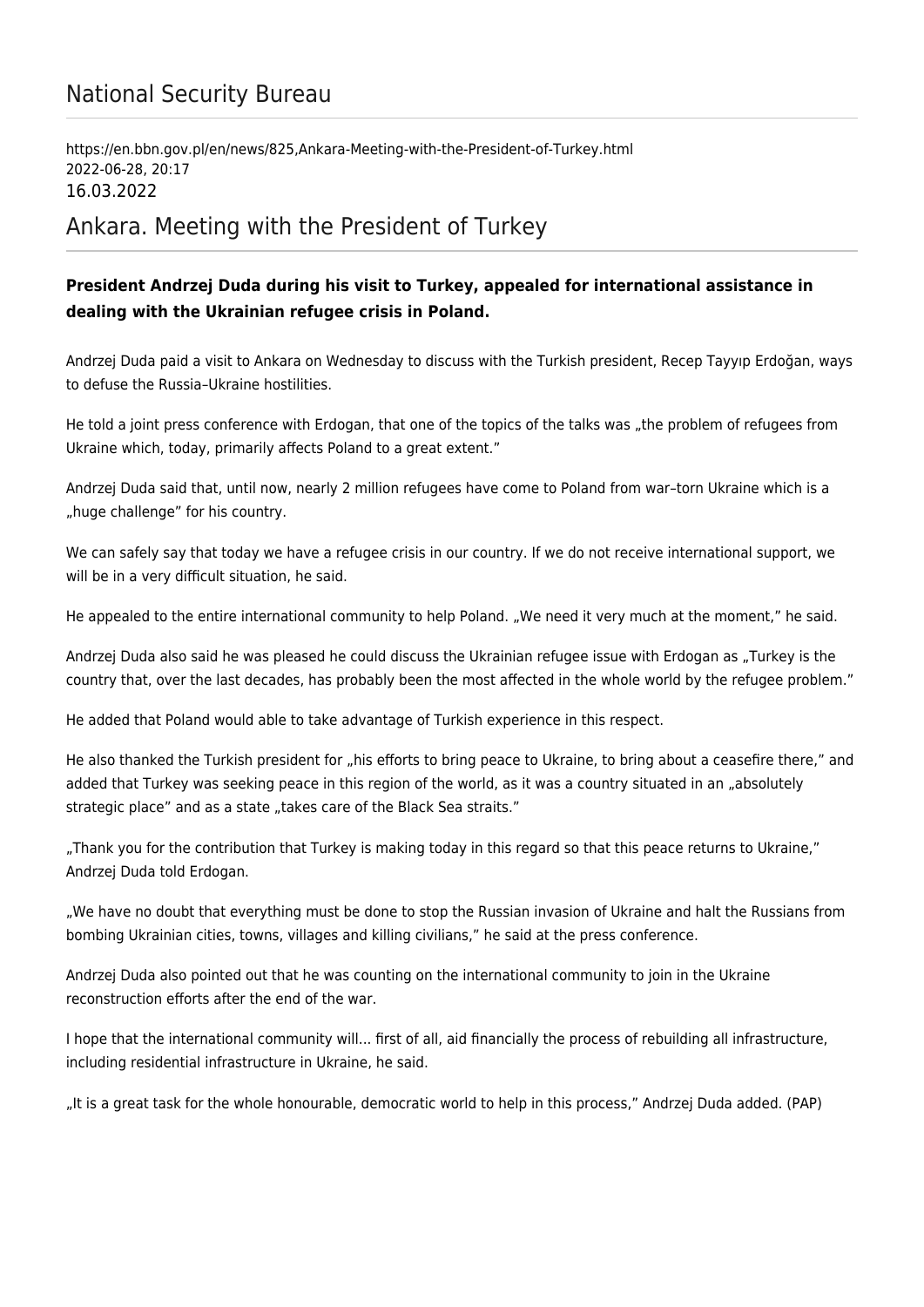# National Security Bureau

https://en.bbn.gov.pl/en/news/825,Ankara-Meeting-with-the-President-of-Turkey.html
2022-06-28, 20:17
16.03.2022

## Ankara. Meeting with the President of Turkey

**President Andrzej Duda during his visit to Turkey, appealed for international assistance in dealing with the Ukrainian refugee crisis in Poland.**

Andrzej Duda paid a visit to Ankara on Wednesday to discuss with the Turkish president, Recep Tayyıp Erdoğan, ways to defuse the Russia–Ukraine hostilities.

He told a joint press conference with Erdogan, that one of the topics of the talks was „the problem of refugees from Ukraine which, today, primarily affects Poland to a great extent."

Andrzej Duda said that, until now, nearly 2 million refugees have come to Poland from war–torn Ukraine which is a „huge challenge" for his country.

We can safely say that today we have a refugee crisis in our country. If we do not receive international support, we will be in a very difficult situation, he said.

He appealed to the entire international community to help Poland. „We need it very much at the moment," he said.

Andrzej Duda also said he was pleased he could discuss the Ukrainian refugee issue with Erdogan as „Turkey is the country that, over the last decades, has probably been the most affected in the whole world by the refugee problem."

He added that Poland would able to take advantage of Turkish experience in this respect.

He also thanked the Turkish president for „his efforts to bring peace to Ukraine, to bring about a ceasefire there," and added that Turkey was seeking peace in this region of the world, as it was a country situated in an „absolutely strategic place" and as a state „takes care of the Black Sea straits."

„Thank you for the contribution that Turkey is making today in this regard so that this peace returns to Ukraine," Andrzej Duda told Erdogan.

„We have no doubt that everything must be done to stop the Russian invasion of Ukraine and halt the Russians from bombing Ukrainian cities, towns, villages and killing civilians," he said at the press conference.

Andrzej Duda also pointed out that he was counting on the international community to join in the Ukraine reconstruction efforts after the end of the war.

I hope that the international community will... first of all, aid financially the process of rebuilding all infrastructure, including residential infrastructure in Ukraine, he said.

„It is a great task for the whole honourable, democratic world to help in this process," Andrzej Duda added. (PAP)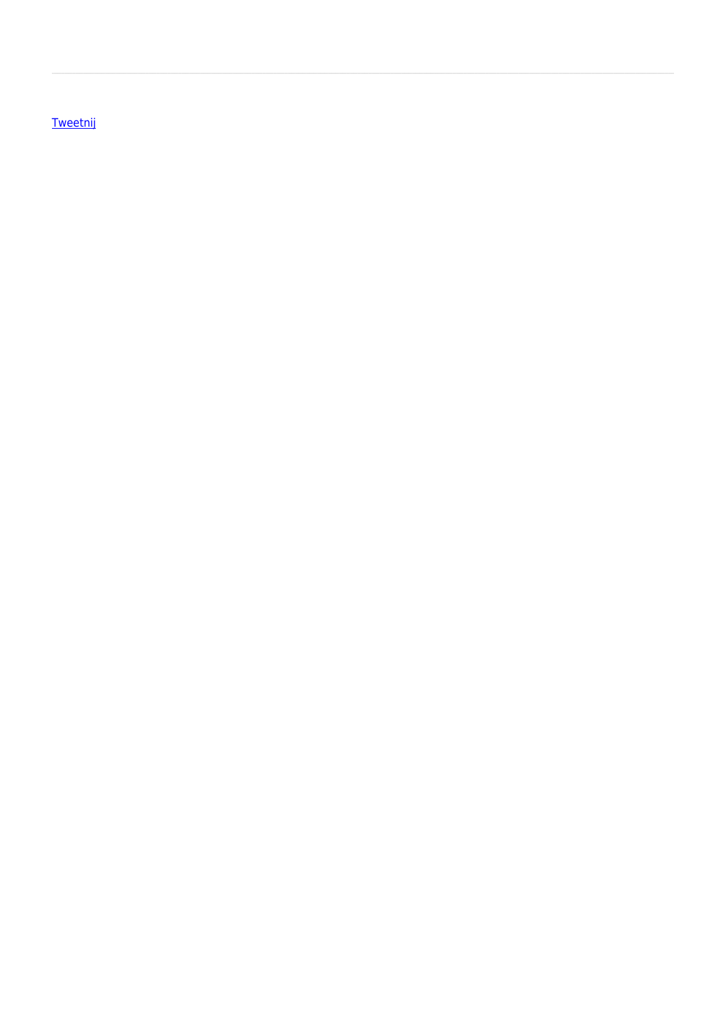---

[Tweetnij]